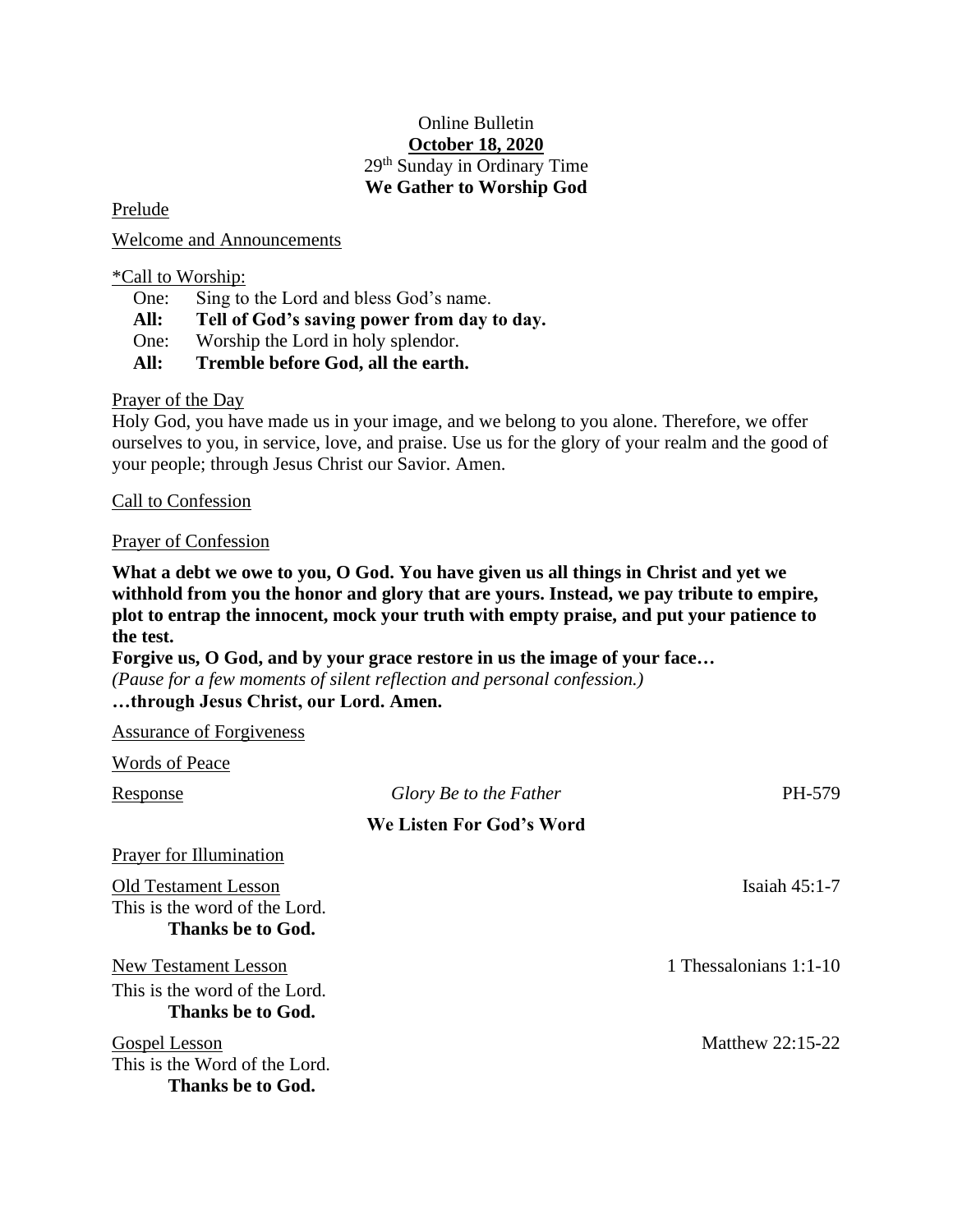Online Bulletin

**October 18, 2020**

29th Sunday in Ordinary Time

**We Gather to Worship God**

Prelude

Welcome and Announcements

*Call to Worship:

One: Sing to the Lord and bless God's name.
**All: Tell of God's saving power from day to day.**
One: Worship the Lord in holy splendor.
**All: Tremble before God, all the earth.**

Prayer of the Day

Holy God, you have made us in your image, and we belong to you alone. Therefore, we offer ourselves to you, in service, love, and praise. Use us for the glory of your realm and the good of your people; through Jesus Christ our Savior. Amen.

Call to Confession

Prayer of Confession

**What a debt we owe to you, O God. You have given us all things in Christ and yet we withhold from you the honor and glory that are yours. Instead, we pay tribute to empire, plot to entrap the innocent, mock your truth with empty praise, and put your patience to the test.**

**Forgive us, O God, and by your grace restore in us the image of your face…**

*(Pause for a few moments of silent reflection and personal confession.)*

**…through Jesus Christ, our Lord. Amen.**

Assurance of Forgiveness

Words of Peace

Response *Glory Be to the Father* PH-579

**We Listen For God's Word**

Prayer for Illumination

Old Testament Lesson Isaiah 45:1-7

This is the word of the Lord.
**Thanks be to God.**

New Testament Lesson 1 Thessalonians 1:1-10

This is the word of the Lord.
**Thanks be to God.**

Gospel Lesson Matthew 22:15-22

This is the Word of the Lord.
**Thanks be to God.**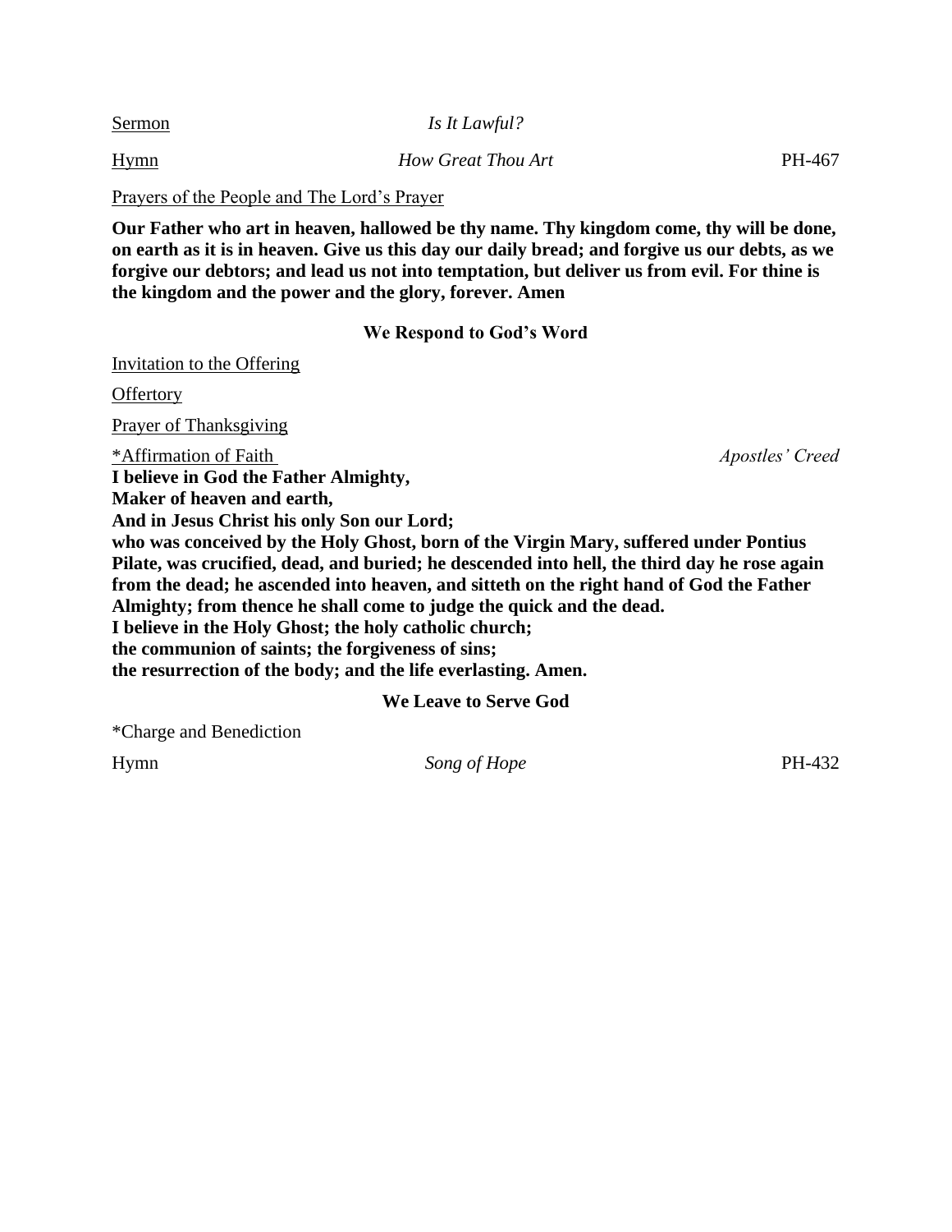Sermon *Is It Lawful?*

Hymn *How Great Thou Art* PH-467

Prayers of the People and The Lord's Prayer

**Our Father who art in heaven, hallowed be thy name. Thy kingdom come, thy will be done, on earth as it is in heaven. Give us this day our daily bread; and forgive us our debts, as we forgive our debtors; and lead us not into temptation, but deliver us from evil. For thine is the kingdom and the power and the glory, forever. Amen**

### We Respond to God's Word

Invitation to the Offering

Offertory

Prayer of Thanksgiving

*Affirmation of Faith *Apostles' Creed*

**I believe in God the Father Almighty,**
**Maker of heaven and earth,**
**And in Jesus Christ his only Son our Lord;**
**who was conceived by the Holy Ghost, born of the Virgin Mary, suffered under Pontius Pilate, was crucified, dead, and buried; he descended into hell, the third day he rose again from the dead; he ascended into heaven, and sitteth on the right hand of God the Father Almighty; from thence he shall come to judge the quick and the dead.**
**I believe in the Holy Ghost; the holy catholic church;**
**the communion of saints; the forgiveness of sins;**
**the resurrection of the body; and the life everlasting. Amen.**

### We Leave to Serve God

*Charge and Benediction

Hymn *Song of Hope* PH-432